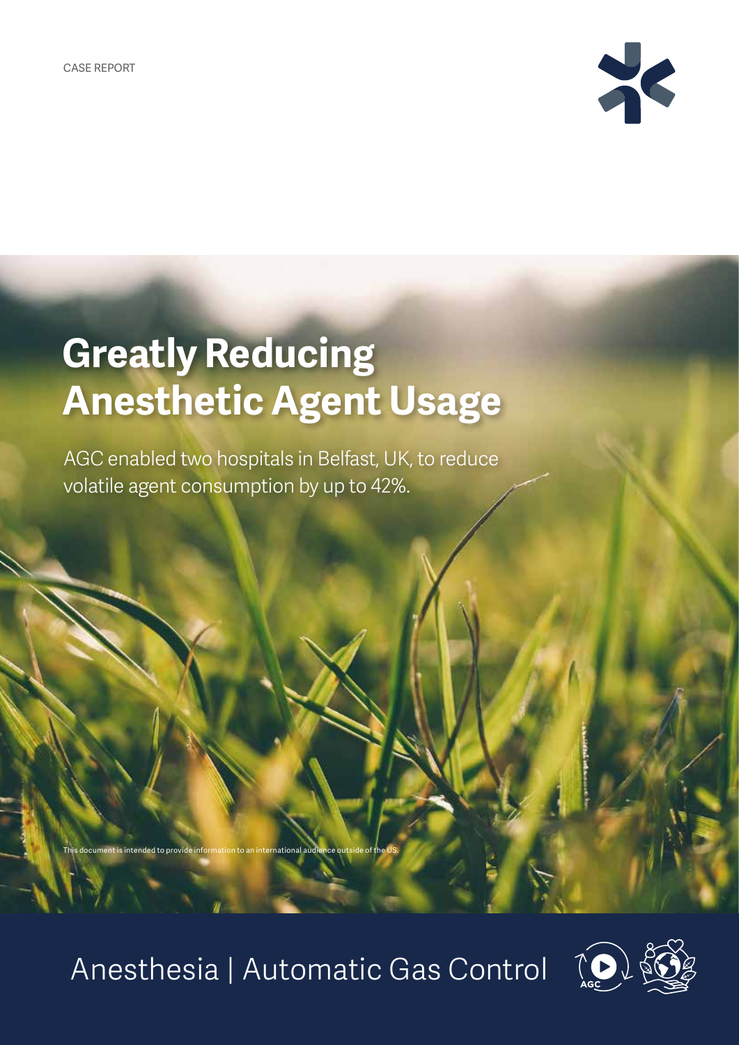CASE REPORT

# Greatly Reducing Anesthetic Agent Usage

AGC enabled two hospitals in Belfast, UK, to reduce volatile agent consumption by up to 42%.

This document is intended to provide information to an international audience outside of the US.

Anesthesia | Automatic Gas Control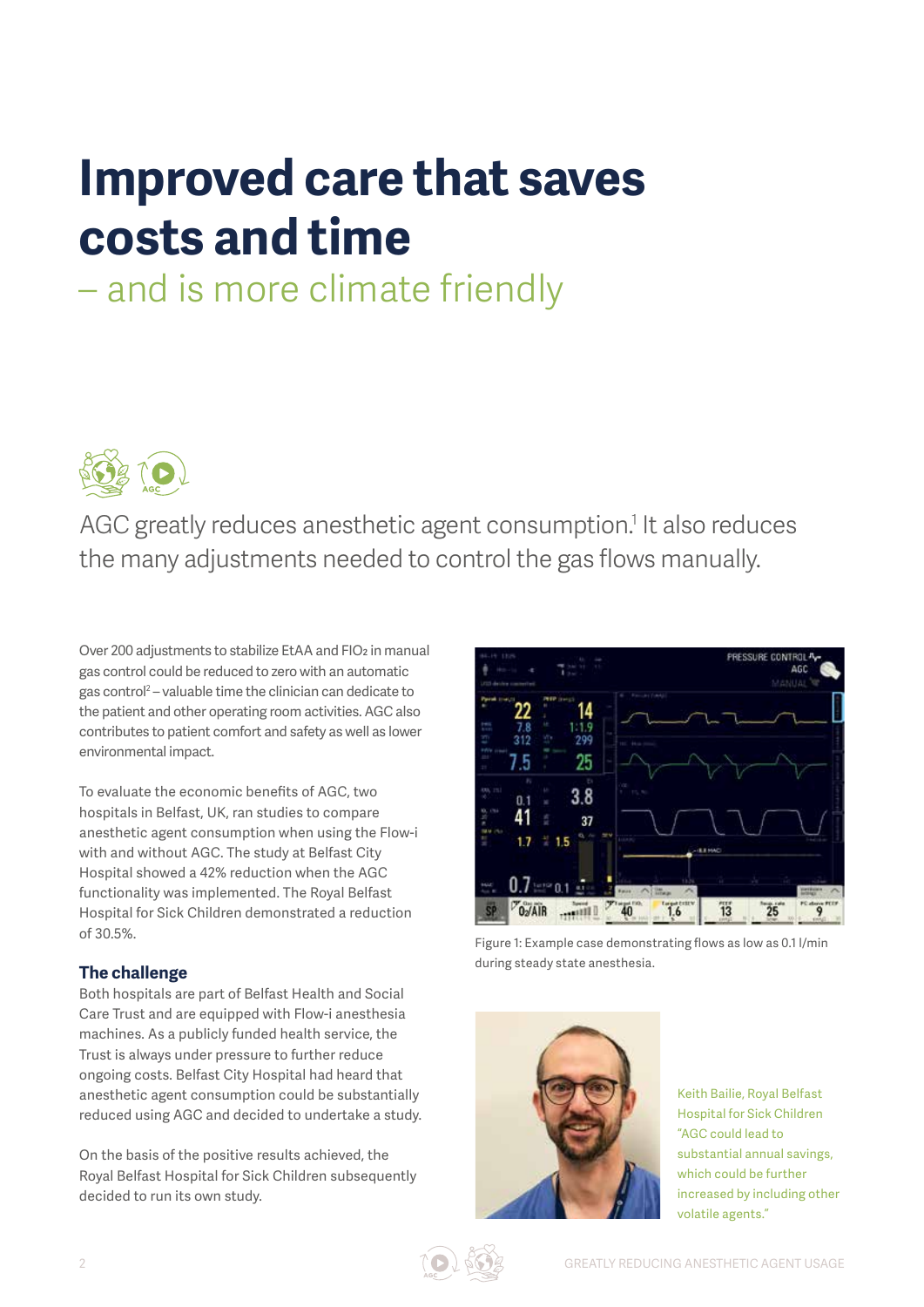# Improved care that saves costs and time

– and is more climate friendly

AGC greatly reduces anesthetic agent consumption.[1] It also reduces the many adjustments needed to control the gas flows manually.

Over 200 adjustments to stabilize EtAA and $FIO_2$ in manual gas control could be reduced to zero with an automatic gas control[2] – valuable time the clinician can dedicate to the patient and other operating room activities. AGC also contributes to patient comfort and safety as well as lower environmental impact.

To evaluate the economic benefits of AGC, two hospitals in Belfast, UK, ran studies to compare anesthetic agent consumption when using the Flow-i with and without AGC. The study at Belfast City Hospital showed a 42% reduction when the AGC functionality was implemented. The Royal Belfast Hospital for Sick Children demonstrated a reduction of 30.5%.

### The challenge

Both hospitals are part of Belfast Health and Social Care Trust and are equipped with Flow-i anesthesia machines. As a publicly funded health service, the Trust is always under pressure to further reduce ongoing costs. Belfast City Hospital had heard that anesthetic agent consumption could be substantially reduced using AGC and decided to undertake a study.

On the basis of the positive results achieved, the Royal Belfast Hospital for Sick Children subsequently decided to run its own study.

Figure 1: Example case demonstrating flows as low as 0.1 l/min during steady state anesthesia.

Keith Bailie, Royal Belfast Hospital for Sick Children
"AGC could lead to substantial annual savings, which could be further increased by including other volatile agents."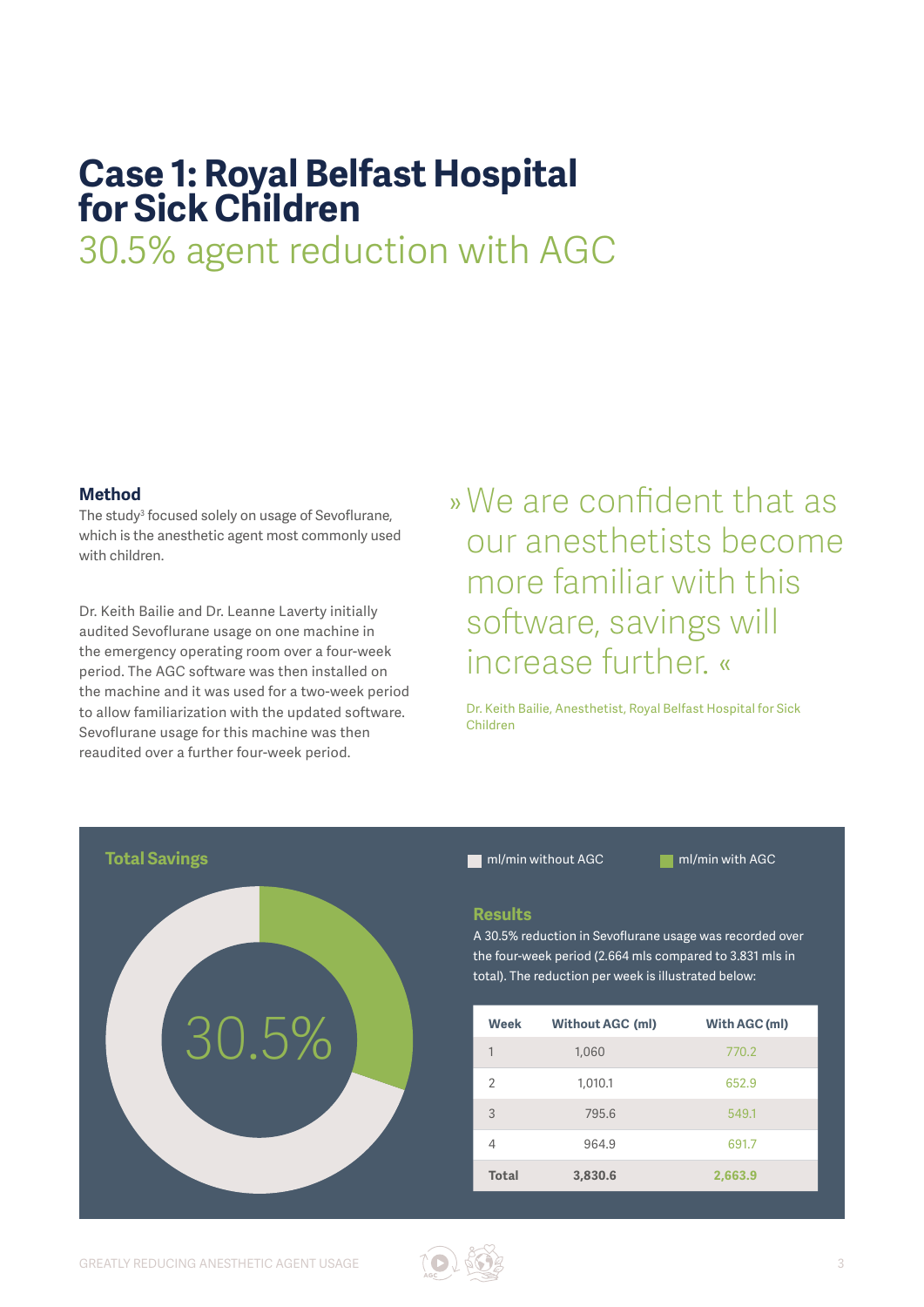# Case 1: Royal Belfast Hospital for Sick Children

## 30.5% agent reduction with AGC

### Method

The study[3] focused solely on usage of Sevoflurane, which is the anesthetic agent most commonly used with children.

Dr. Keith Bailie and Dr. Leanne Laverty initially audited Sevoflurane usage on one machine in the emergency operating room over a four-week period. The AGC software was then installed on the machine and it was used for a two-week period to allow familiarization with the updated software. Sevoflurane usage for this machine was then reaudited over a further four-week period.

» We are confident that as our anesthetists become more familiar with this software, savings will increase further. «

Dr. Keith Bailie, Anesthetist, Royal Belfast Hospital for Sick Children

### Total Savings

30.5%

ml/min without AGC

ml/min with AGC

### Results

A 30.5% reduction in Sevoflurane usage was recorded over the four-week period (2.664 mls compared to 3.831 mls in total). The reduction per week is illustrated below:

| Week | Without AGC (ml) | With AGC (ml) |
|---|---|---|
| 1 | 1,060 | 770.2 |
| 2 | 1,010.1 | 652.9 |
| 3 | 795.6 | 549.1 |
| 4 | 964.9 | 691.7 |
| **Total** | **3,830.6** | **2,663.9** |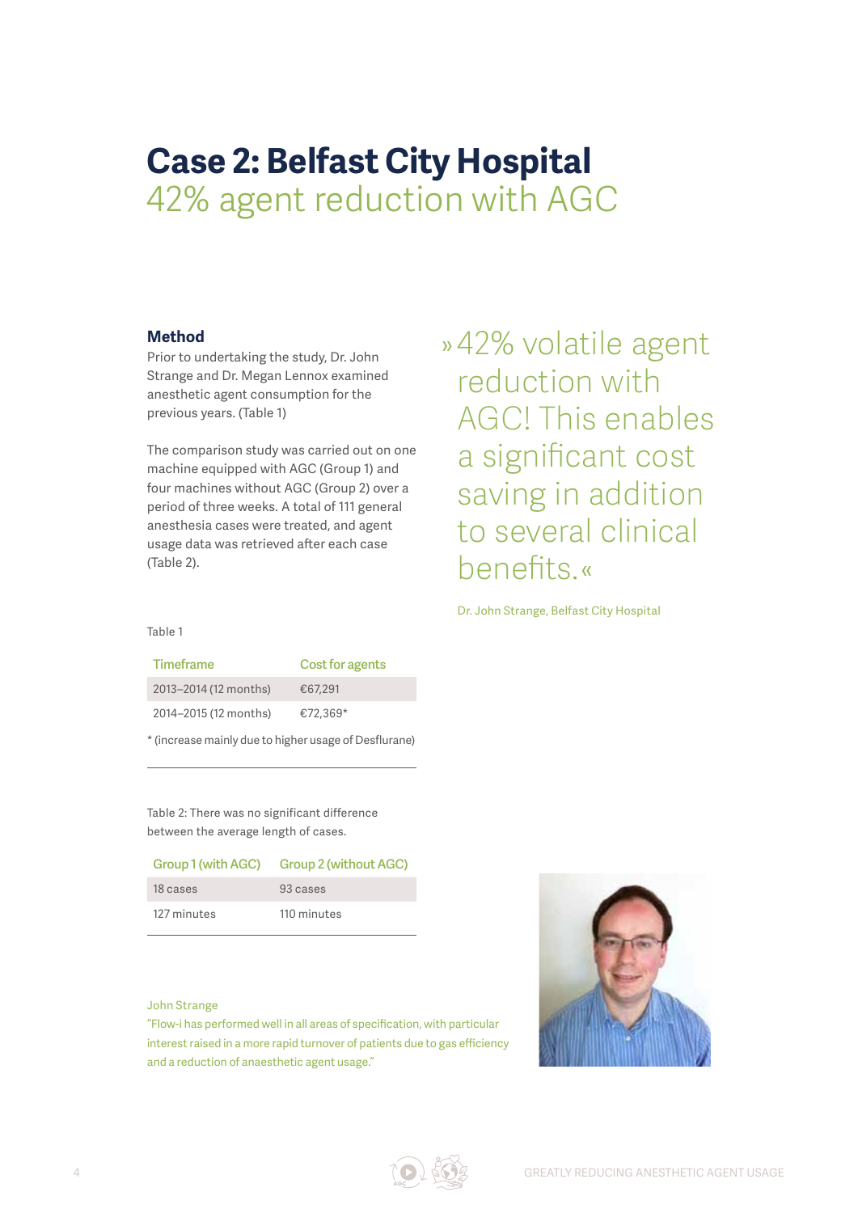# Case 2: Belfast City Hospital

## 42% agent reduction with AGC

### Method

Prior to undertaking the study, Dr. John Strange and Dr. Megan Lennox examined anesthetic agent consumption for the previous years. (Table 1)

The comparison study was carried out on one machine equipped with AGC (Group 1) and four machines without AGC (Group 2) over a period of three weeks. A total of 111 general anesthesia cases were treated, and agent usage data was retrieved after each case (Table 2).

» 42% volatile agent reduction with AGC! This enables a significant cost saving in addition to several clinical benefits. «

Dr. John Strange, Belfast City Hospital

Table 1

| Timeframe | Cost for agents |
|---|---|
| 2013–2014 (12 months) | €67,291 |
| 2014–2015 (12 months) | €72,369* |

* (increase mainly due to higher usage of Desflurane)

Table 2: There was no significant difference between the average length of cases.

| Group 1 (with AGC) | Group 2 (without AGC) |
|---|---|
| 18 cases | 93 cases |
| 127 minutes | 110 minutes |

John Strange

"Flow-i has performed well in all areas of specification, with particular interest raised in a more rapid turnover of patients due to gas efficiency and a reduction of anaesthetic agent usage."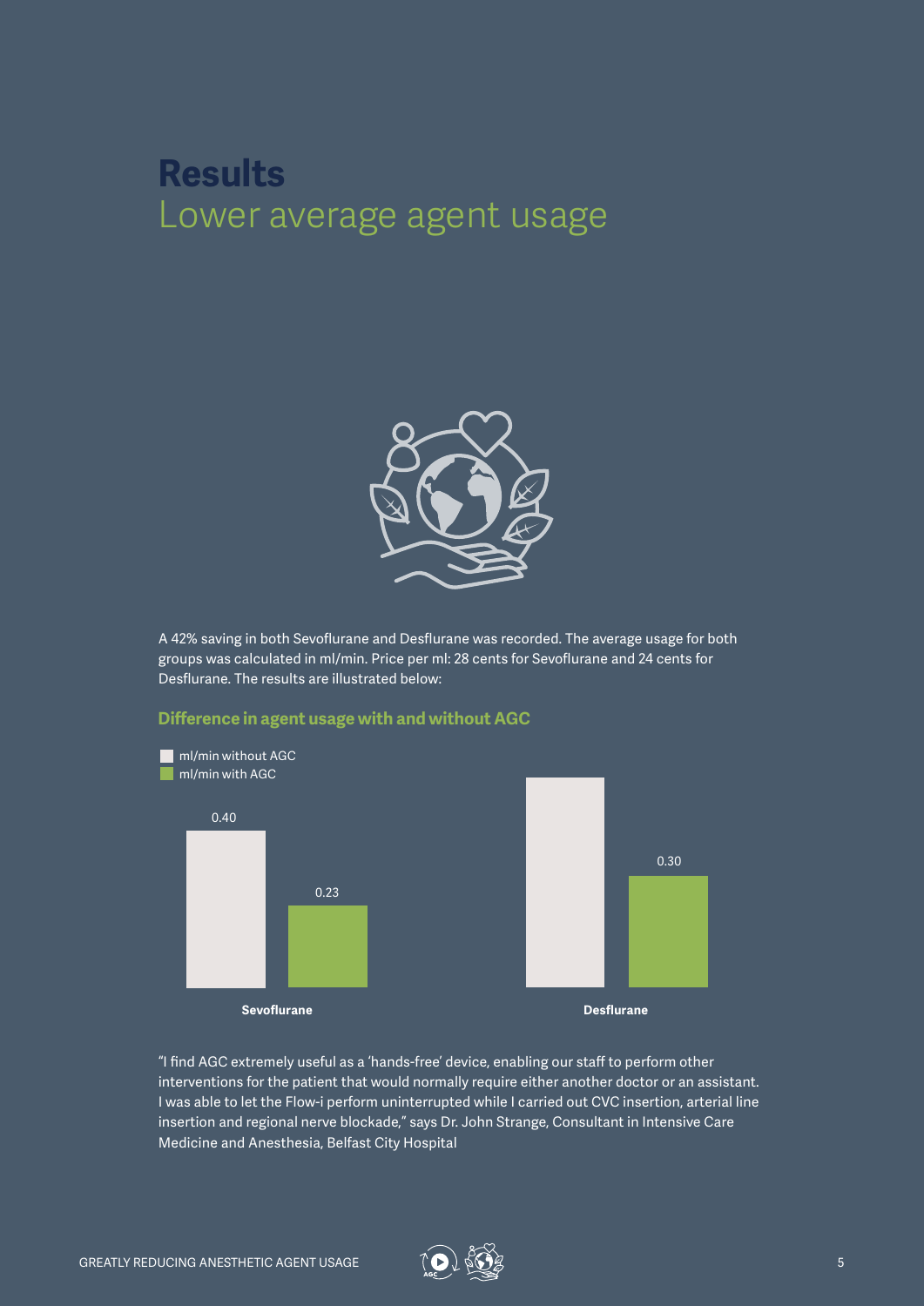# Results
## Lower average agent usage

A 42% saving in both Sevoflurane and Desflurane was recorded. The average usage for both groups was calculated in ml/min. Price per ml: 28 cents for Sevoflurane and 24 cents for Desflurane. The results are illustrated below:

### Difference in agent usage with and without AGC

| | ml/min without AGC | ml/min with AGC |
|---|---|---|
| Sevoflurane | 0.40 | 0.23 |
| Desflurane | | 0.30 |

"I find AGC extremely useful as a 'hands-free' device, enabling our staff to perform other interventions for the patient that would normally require either another doctor or an assistant. I was able to let the Flow-i perform uninterrupted while I carried out CVC insertion, arterial line insertion and regional nerve blockade," says Dr. John Strange, Consultant in Intensive Care Medicine and Anesthesia, Belfast City Hospital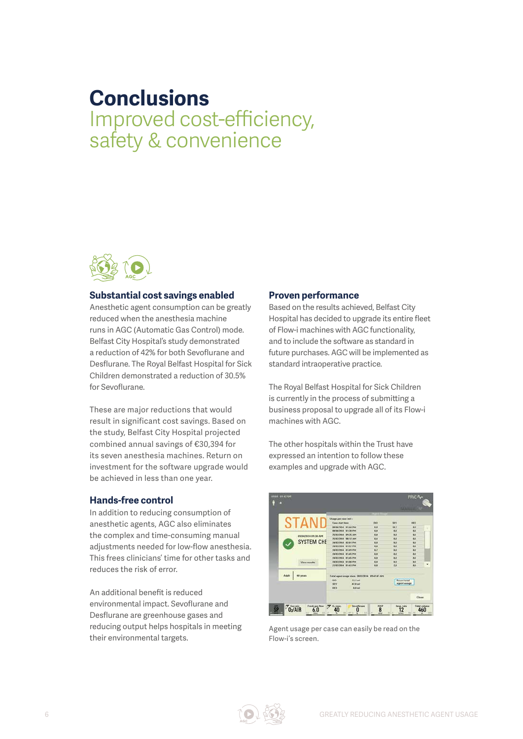# Conclusions

## Improved cost-efficiency, safety & convenience

### Substantial cost savings enabled

Anesthetic agent consumption can be greatly reduced when the anesthesia machine runs in AGC (Automatic Gas Control) mode. Belfast City Hospital's study demonstrated a reduction of 42% for both Sevoflurane and Desflurane. The Royal Belfast Hospital for Sick Children demonstrated a reduction of 30.5% for Sevoflurane.

These are major reductions that would result in significant cost savings. Based on the study, Belfast City Hospital projected combined annual savings of €30,394 for its seven anesthesia machines. Return on investment for the software upgrade would be achieved in less than one year.

### Hands-free control

In addition to reducing consumption of anesthetic agents, AGC also eliminates the complex and time-consuming manual adjustments needed for low-flow anesthesia. This frees clinicians' time for other tasks and reduces the risk of error.

An additional benefit is reduced environmental impact. Sevoflurane and Desflurane are greenhouse gases and reducing output helps hospitals in meeting their environmental targets.

### Proven performance

Based on the results achieved, Belfast City Hospital has decided to upgrade its entire fleet of Flow-i machines with AGC functionality, and to include the software as standard in future purchases. AGC will be implemented as standard intraoperative practice.

The Royal Belfast Hospital for Sick Children is currently in the process of submitting a business proposal to upgrade all of its Flow-i machines with AGC.

The other hospitals within the Trust have expressed an intention to follow these examples and upgrade with AGC.

Agent usage per case can easily be read on the Flow-i's screen.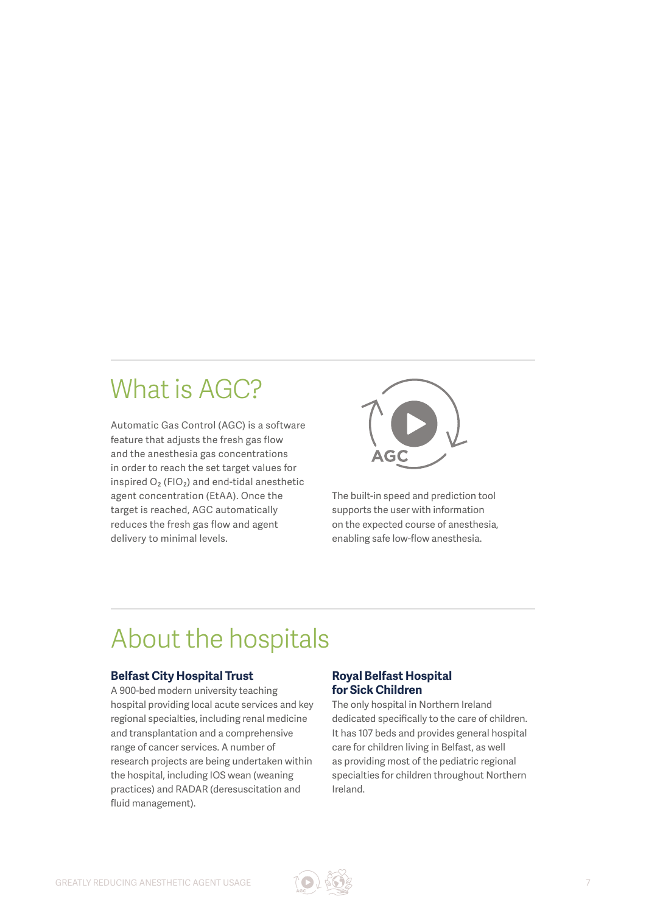## What is AGC?

Automatic Gas Control (AGC) is a software feature that adjusts the fresh gas flow and the anesthesia gas concentrations in order to reach the set target values for inspired $O_2$ ($FIO_2$) and end-tidal anesthetic agent concentration (EtAA). Once the target is reached, AGC automatically reduces the fresh gas flow and agent delivery to minimal levels.

The built-in speed and prediction tool supports the user with information on the expected course of anesthesia, enabling safe low-flow anesthesia.

## About the hospitals

**Belfast City Hospital Trust**
A 900-bed modern university teaching hospital providing local acute services and key regional specialties, including renal medicine and transplantation and a comprehensive range of cancer services. A number of research projects are being undertaken within the hospital, including IOS wean (weaning practices) and RADAR (deresuscitation and fluid management).

**Royal Belfast Hospital for Sick Children**
The only hospital in Northern Ireland dedicated specifically to the care of children. It has 107 beds and provides general hospital care for children living in Belfast, as well as providing most of the pediatric regional specialties for children throughout Northern Ireland.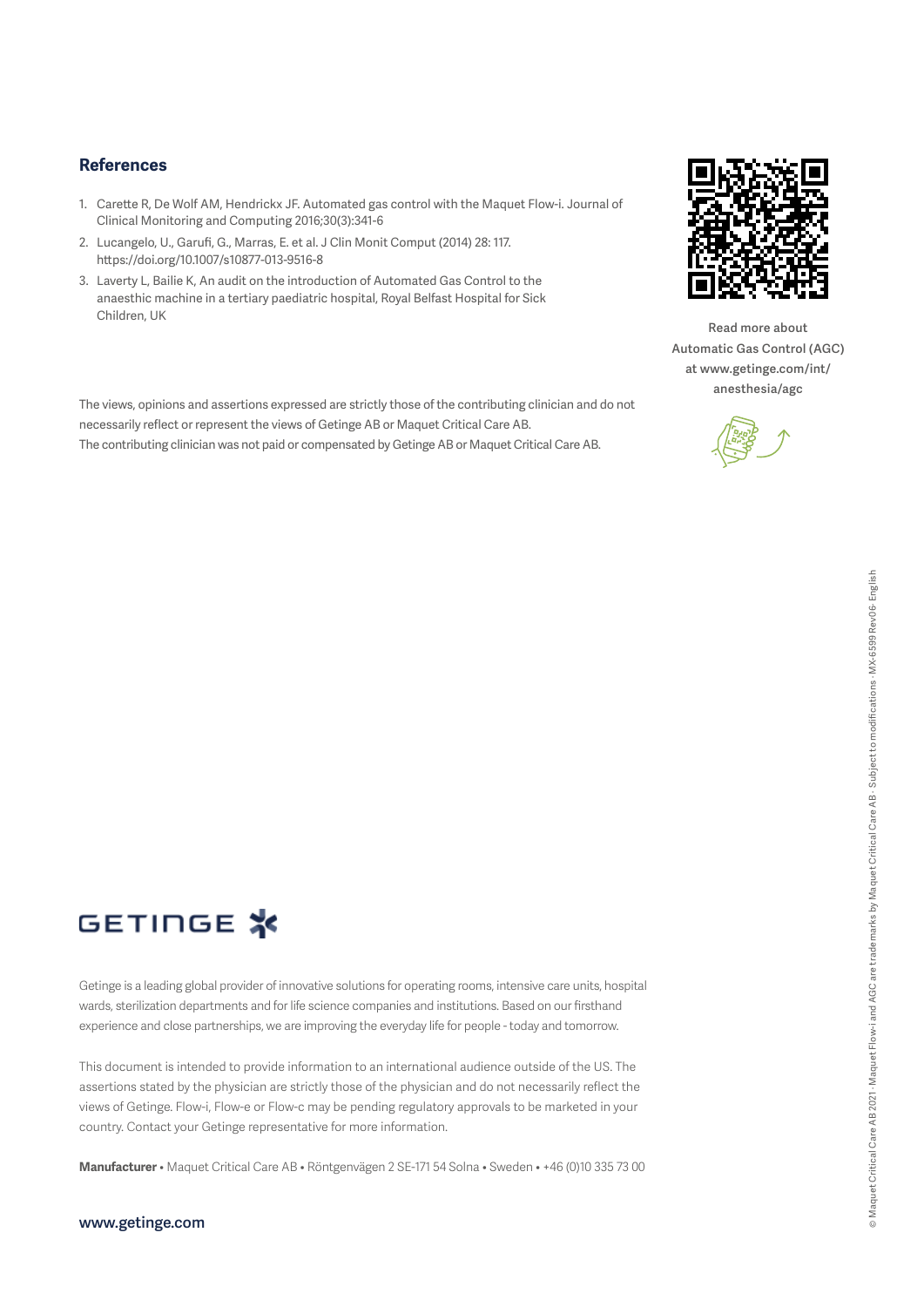## References

1. Carette R, De Wolf AM, Hendrickx JF. Automated gas control with the Maquet Flow-i. Journal of Clinical Monitoring and Computing 2016;30(3):341-6
2. Lucangelo, U., Garufi, G., Marras, E. et al. J Clin Monit Comput (2014) 28: 117. https://doi.org/10.1007/s10877-013-9516-8
3. Laverty L, Bailie K, An audit on the introduction of Automated Gas Control to the anaesthic machine in a tertiary paediatric hospital, Royal Belfast Hospital for Sick Children, UK

Read more about Automatic Gas Control (AGC) at www.getinge.com/int/anesthesia/agc

The views, opinions and assertions expressed are strictly those of the contributing clinician and do not necessarily reflect or represent the views of Getinge AB or Maquet Critical Care AB.
The contributing clinician was not paid or compensated by Getinge AB or Maquet Critical Care AB.

GETINGE

Getinge is a leading global provider of innovative solutions for operating rooms, intensive care units, hospital wards, sterilization departments and for life science companies and institutions. Based on our firsthand experience and close partnerships, we are improving the everyday life for people - today and tomorrow.

This document is intended to provide information to an international audience outside of the US. The assertions stated by the physician are strictly those of the physician and do not necessarily reflect the views of Getinge. Flow-i, Flow-e or Flow-c may be pending regulatory approvals to be marketed in your country. Contact your Getinge representative for more information.

**Manufacturer** • Maquet Critical Care AB • Röntgenvägen 2 SE-171 54 Solna • Sweden • +46 (0)10 335 73 00

www.getinge.com

© Maquet Critical Care AB 2021 · Maquet Flow-i and AGC are trademarks by Maquet Critical Care AB · Subject to modifications · MX-6599 Rev06 · English